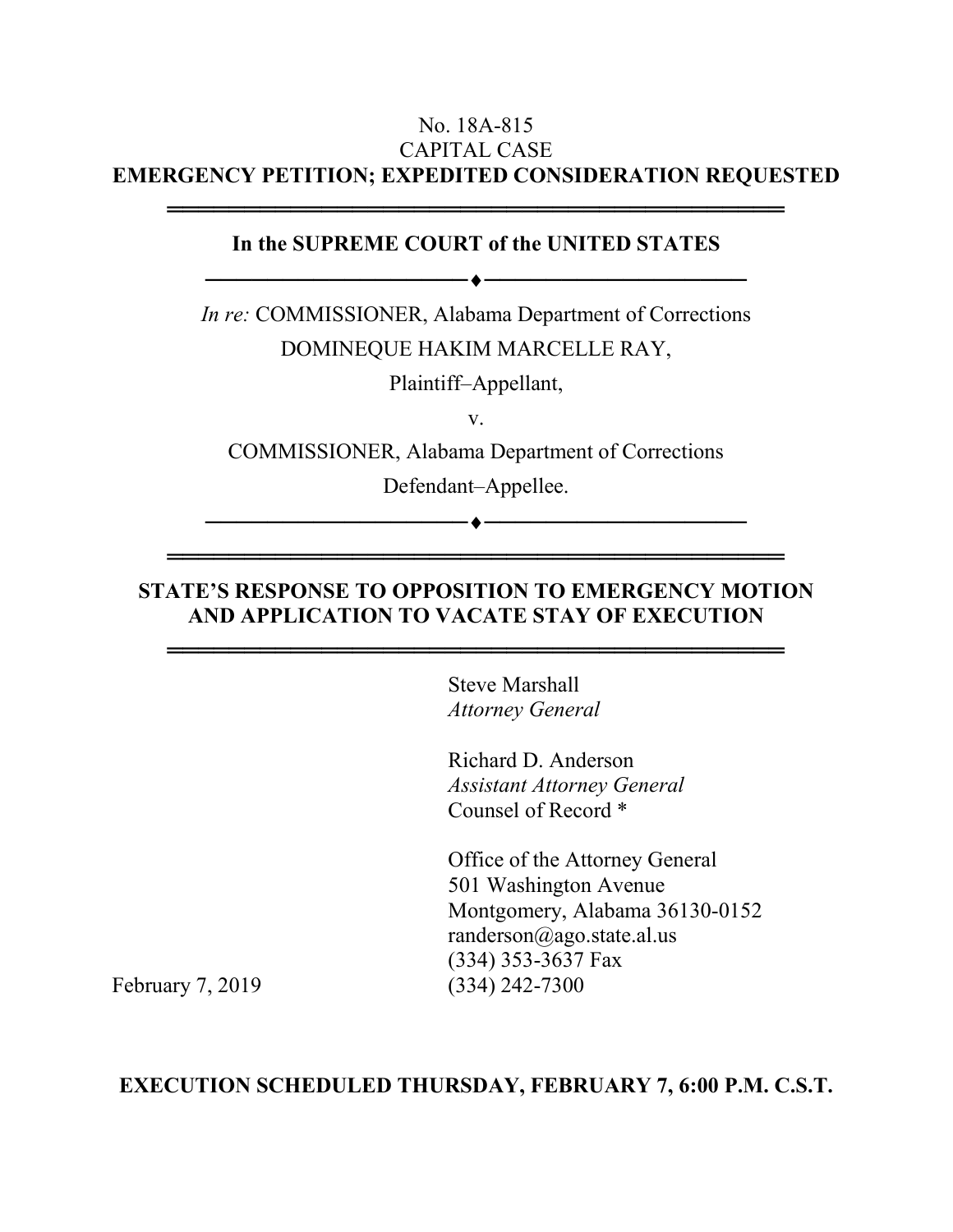No. 18A-815

CAPITAL CASE

**EMERGENCY PETITION; EXPEDITED CONSIDERATION REQUESTED**

---

**In the SUPREME COURT of the UNITED STATES**

---

*In re:* COMMISSIONER, Alabama Department of Corrections

DOMINEQUE HAKIM MARCELLE RAY,

Plaintiff–Appellant,

v.

COMMISSIONER, Alabama Department of Corrections

Defendant–Appellee.

---

**STATE'S RESPONSE TO OPPOSITION TO EMERGENCY MOTION AND APPLICATION TO VACATE STAY OF EXECUTION**

---

Steve Marshall
*Attorney General*

Richard D. Anderson
*Assistant Attorney General*
Counsel of Record *

Office of the Attorney General
501 Washington Avenue
Montgomery, Alabama 36130-0152
randerson@ago.state.al.us
(334) 353-3637 Fax
(334) 242-7300

February 7, 2019

**EXECUTION SCHEDULED THURSDAY, FEBRUARY 7, 6:00 P.M. C.S.T.**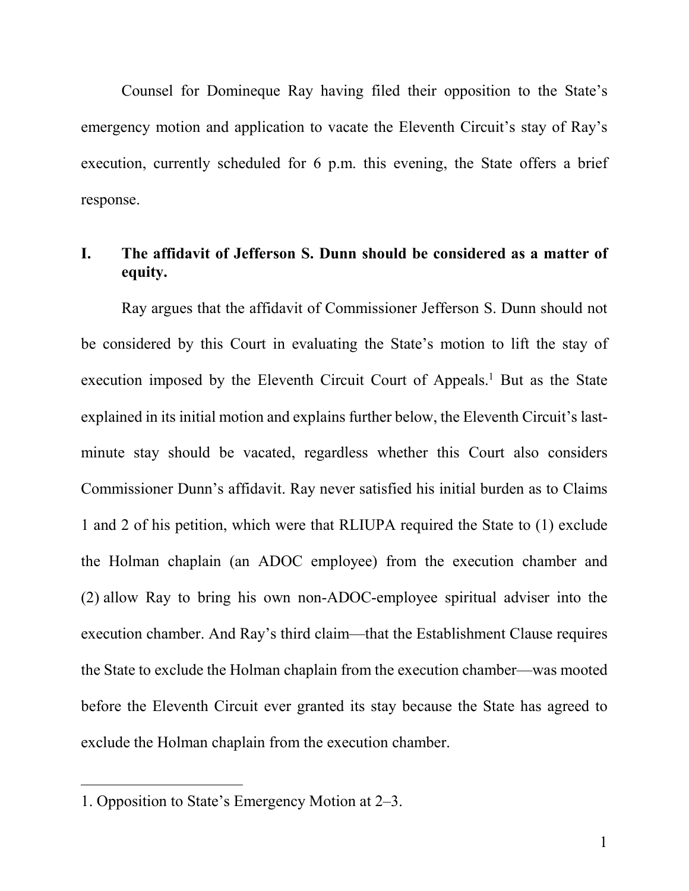Counsel for Domineque Ray having filed their opposition to the State's emergency motion and application to vacate the Eleventh Circuit's stay of Ray's execution, currently scheduled for 6 p.m. this evening, the State offers a brief response.

## I. The affidavit of Jefferson S. Dunn should be considered as a matter of equity.

Ray argues that the affidavit of Commissioner Jefferson S. Dunn should not be considered by this Court in evaluating the State's motion to lift the stay of execution imposed by the Eleventh Circuit Court of Appeals.[1] But as the State explained in its initial motion and explains further below, the Eleventh Circuit's last-minute stay should be vacated, regardless whether this Court also considers Commissioner Dunn's affidavit. Ray never satisfied his initial burden as to Claims 1 and 2 of his petition, which were that RLIUPA required the State to (1) exclude the Holman chaplain (an ADOC employee) from the execution chamber and (2) allow Ray to bring his own non-ADOC-employee spiritual adviser into the execution chamber. And Ray's third claim—that the Establishment Clause requires the State to exclude the Holman chaplain from the execution chamber—was mooted before the Eleventh Circuit ever granted its stay because the State has agreed to exclude the Holman chaplain from the execution chamber.

---

1. Opposition to State's Emergency Motion at 2–3.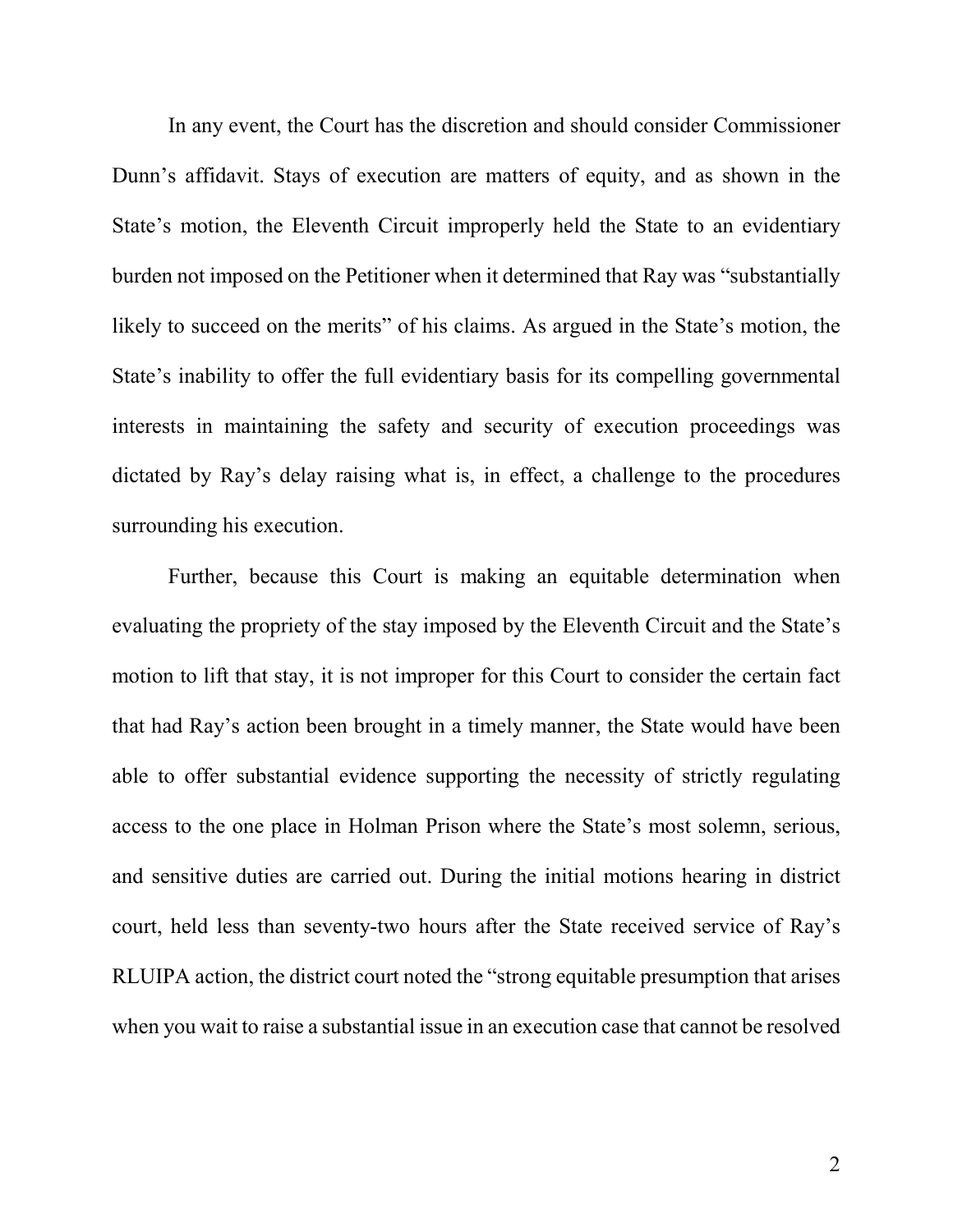In any event, the Court has the discretion and should consider Commissioner Dunn's affidavit. Stays of execution are matters of equity, and as shown in the State's motion, the Eleventh Circuit improperly held the State to an evidentiary burden not imposed on the Petitioner when it determined that Ray was "substantially likely to succeed on the merits" of his claims. As argued in the State's motion, the State's inability to offer the full evidentiary basis for its compelling governmental interests in maintaining the safety and security of execution proceedings was dictated by Ray's delay raising what is, in effect, a challenge to the procedures surrounding his execution.

Further, because this Court is making an equitable determination when evaluating the propriety of the stay imposed by the Eleventh Circuit and the State's motion to lift that stay, it is not improper for this Court to consider the certain fact that had Ray's action been brought in a timely manner, the State would have been able to offer substantial evidence supporting the necessity of strictly regulating access to the one place in Holman Prison where the State's most solemn, serious, and sensitive duties are carried out. During the initial motions hearing in district court, held less than seventy-two hours after the State received service of Ray's RLUIPA action, the district court noted the "strong equitable presumption that arises when you wait to raise a substantial issue in an execution case that cannot be resolved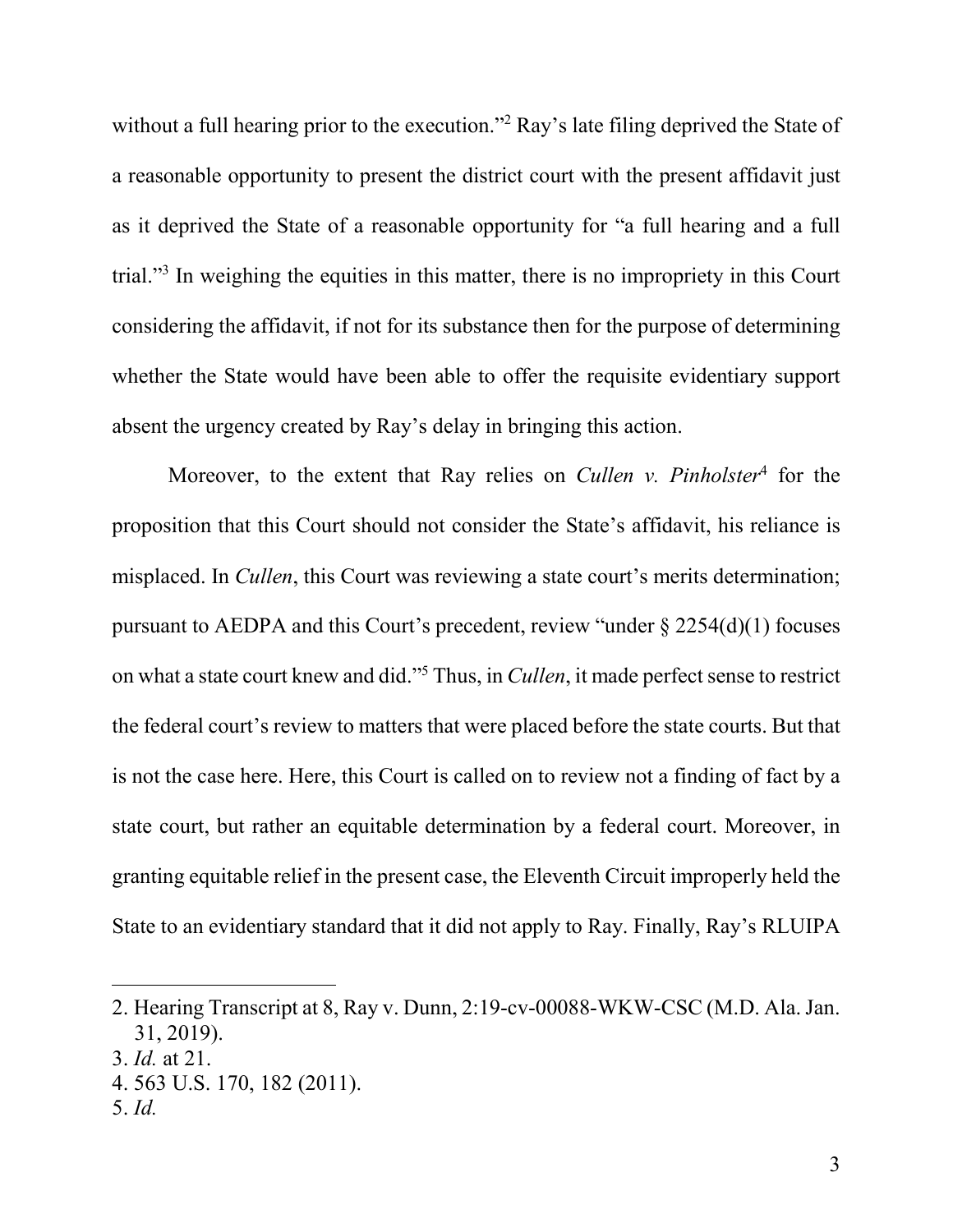without a full hearing prior to the execution."[2] Ray's late filing deprived the State of a reasonable opportunity to present the district court with the present affidavit just as it deprived the State of a reasonable opportunity for "a full hearing and a full trial."[3] In weighing the equities in this matter, there is no impropriety in this Court considering the affidavit, if not for its substance then for the purpose of determining whether the State would have been able to offer the requisite evidentiary support absent the urgency created by Ray's delay in bringing this action.

Moreover, to the extent that Ray relies on *Cullen v. Pinholster*[4] for the proposition that this Court should not consider the State's affidavit, his reliance is misplaced. In *Cullen*, this Court was reviewing a state court's merits determination; pursuant to AEDPA and this Court's precedent, review "under § 2254(d)(1) focuses on what a state court knew and did."[5] Thus, in *Cullen*, it made perfect sense to restrict the federal court's review to matters that were placed before the state courts. But that is not the case here. Here, this Court is called on to review not a finding of fact by a state court, but rather an equitable determination by a federal court. Moreover, in granting equitable relief in the present case, the Eleventh Circuit improperly held the State to an evidentiary standard that it did not apply to Ray. Finally, Ray's RLUIPA

---

2. Hearing Transcript at 8, Ray v. Dunn, 2:19-cv-00088-WKW-CSC (M.D. Ala. Jan. 31, 2019).
3. *Id.* at 21.
4. 563 U.S. 170, 182 (2011).
5. *Id.*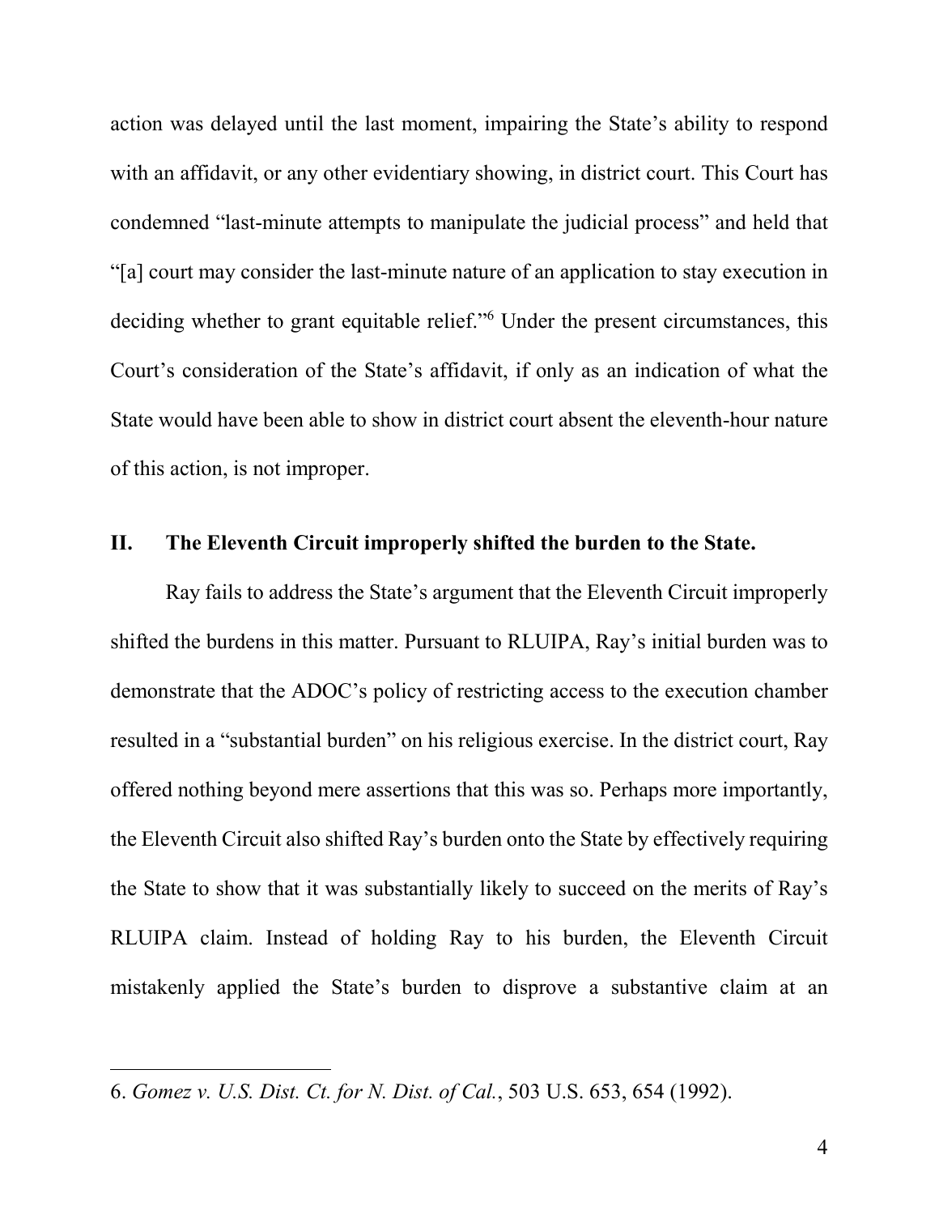action was delayed until the last moment, impairing the State's ability to respond with an affidavit, or any other evidentiary showing, in district court. This Court has condemned "last-minute attempts to manipulate the judicial process" and held that "[a] court may consider the last-minute nature of an application to stay execution in deciding whether to grant equitable relief."[6] Under the present circumstances, this Court's consideration of the State's affidavit, if only as an indication of what the State would have been able to show in district court absent the eleventh-hour nature of this action, is not improper.

## II. The Eleventh Circuit improperly shifted the burden to the State.

Ray fails to address the State's argument that the Eleventh Circuit improperly shifted the burdens in this matter. Pursuant to RLUIPA, Ray's initial burden was to demonstrate that the ADOC's policy of restricting access to the execution chamber resulted in a "substantial burden" on his religious exercise. In the district court, Ray offered nothing beyond mere assertions that this was so. Perhaps more importantly, the Eleventh Circuit also shifted Ray's burden onto the State by effectively requiring the State to show that it was substantially likely to succeed on the merits of Ray's RLUIPA claim. Instead of holding Ray to his burden, the Eleventh Circuit mistakenly applied the State's burden to disprove a substantive claim at an

---

6. *Gomez v. U.S. Dist. Ct. for N. Dist. of Cal.*, 503 U.S. 653, 654 (1992).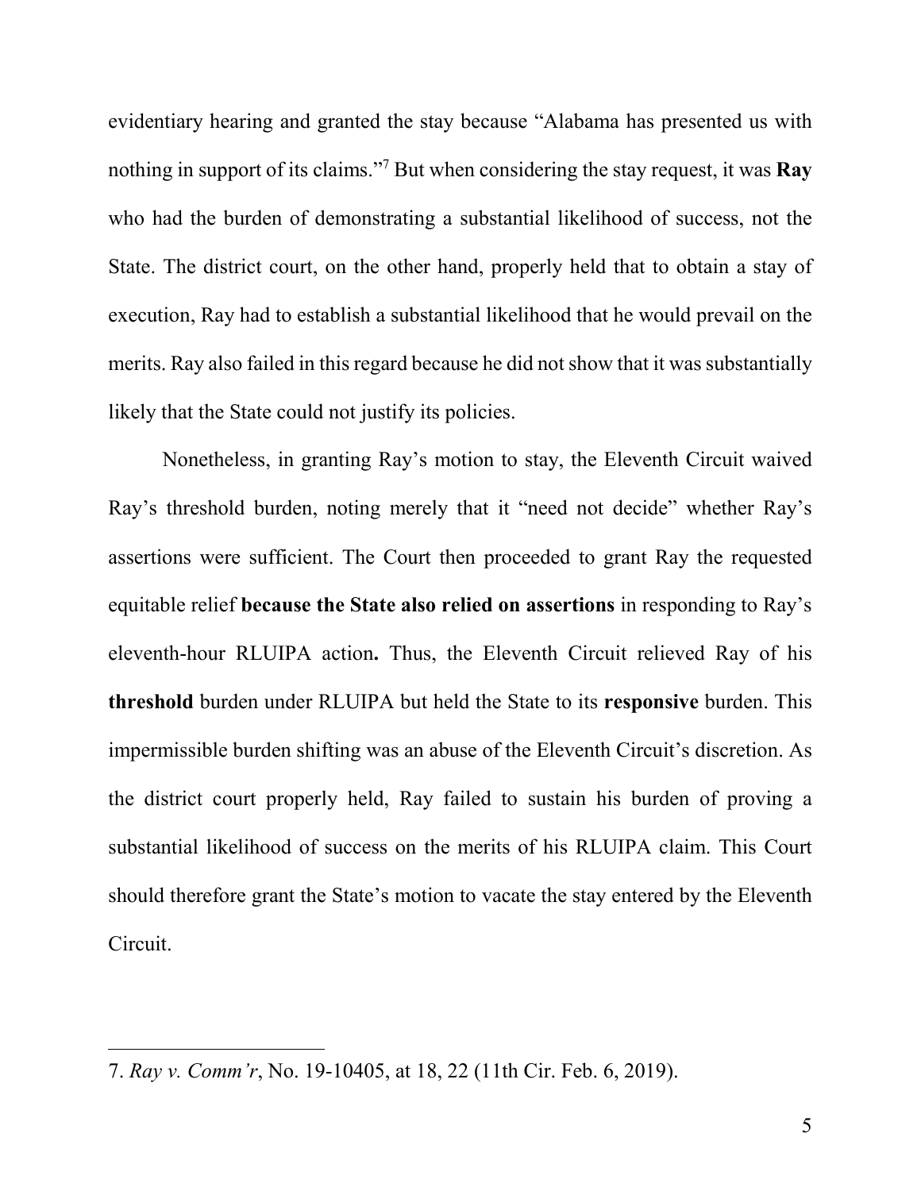evidentiary hearing and granted the stay because "Alabama has presented us with nothing in support of its claims."[7] But when considering the stay request, it was **Ray** who had the burden of demonstrating a substantial likelihood of success, not the State. The district court, on the other hand, properly held that to obtain a stay of execution, Ray had to establish a substantial likelihood that he would prevail on the merits. Ray also failed in this regard because he did not show that it was substantially likely that the State could not justify its policies.

Nonetheless, in granting Ray's motion to stay, the Eleventh Circuit waived Ray's threshold burden, noting merely that it "need not decide" whether Ray's assertions were sufficient. The Court then proceeded to grant Ray the requested equitable relief **because the State also relied on assertions** in responding to Ray's eleventh-hour RLUIPA action**.** Thus, the Eleventh Circuit relieved Ray of his **threshold** burden under RLUIPA but held the State to its **responsive** burden. This impermissible burden shifting was an abuse of the Eleventh Circuit's discretion. As the district court properly held, Ray failed to sustain his burden of proving a substantial likelihood of success on the merits of his RLUIPA claim. This Court should therefore grant the State's motion to vacate the stay entered by the Eleventh Circuit.

---

7. *Ray v. Comm'r*, No. 19-10405, at 18, 22 (11th Cir. Feb. 6, 2019).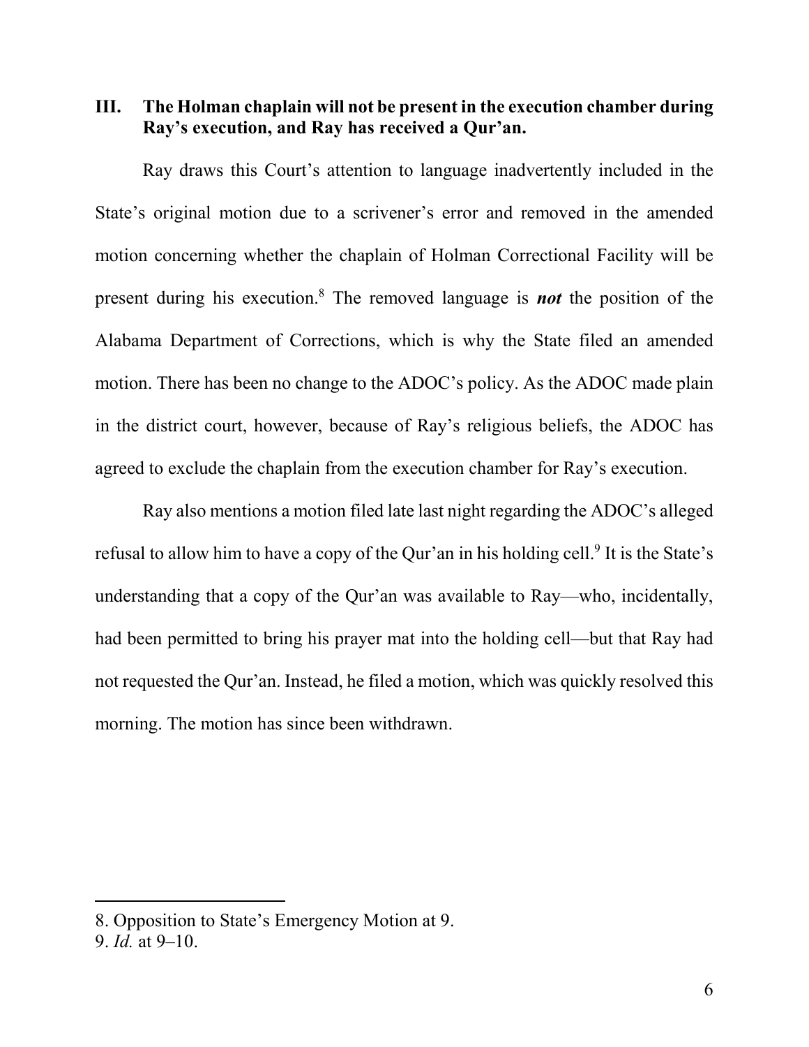## III. The Holman chaplain will not be present in the execution chamber during Ray's execution, and Ray has received a Qur'an.

Ray draws this Court's attention to language inadvertently included in the State's original motion due to a scrivener's error and removed in the amended motion concerning whether the chaplain of Holman Correctional Facility will be present during his execution.[8] The removed language is ***not*** the position of the Alabama Department of Corrections, which is why the State filed an amended motion. There has been no change to the ADOC's policy. As the ADOC made plain in the district court, however, because of Ray's religious beliefs, the ADOC has agreed to exclude the chaplain from the execution chamber for Ray's execution.

Ray also mentions a motion filed late last night regarding the ADOC's alleged refusal to allow him to have a copy of the Qur'an in his holding cell.[9] It is the State's understanding that a copy of the Qur'an was available to Ray—who, incidentally, had been permitted to bring his prayer mat into the holding cell—but that Ray had not requested the Qur'an. Instead, he filed a motion, which was quickly resolved this morning. The motion has since been withdrawn.

---

8. Opposition to State's Emergency Motion at 9.

9. *Id.* at 9–10.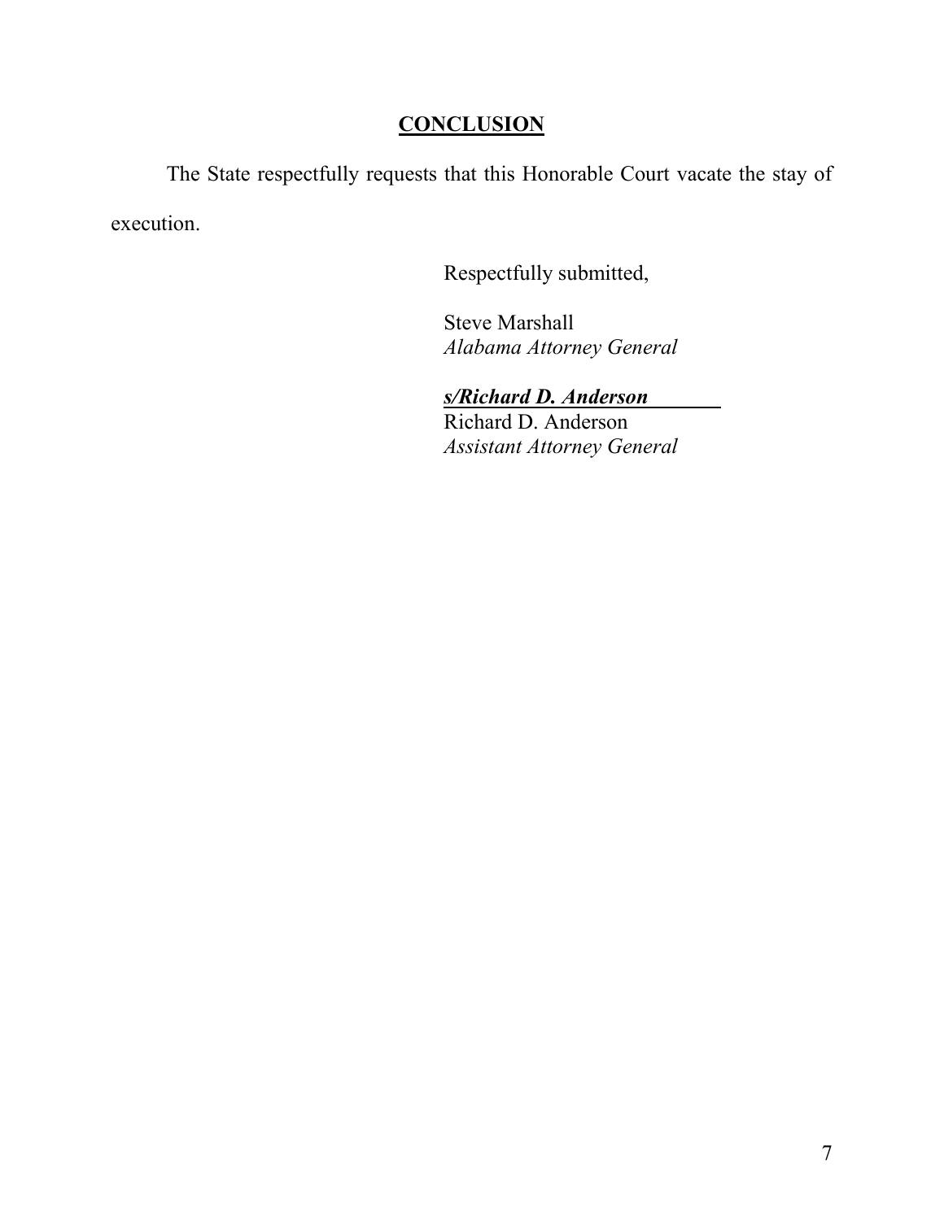## CONCLUSION

The State respectfully requests that this Honorable Court vacate the stay of execution.

Respectfully submitted,

Steve Marshall
*Alabama Attorney General*

***s/Richard D. Anderson***
Richard D. Anderson
*Assistant Attorney General*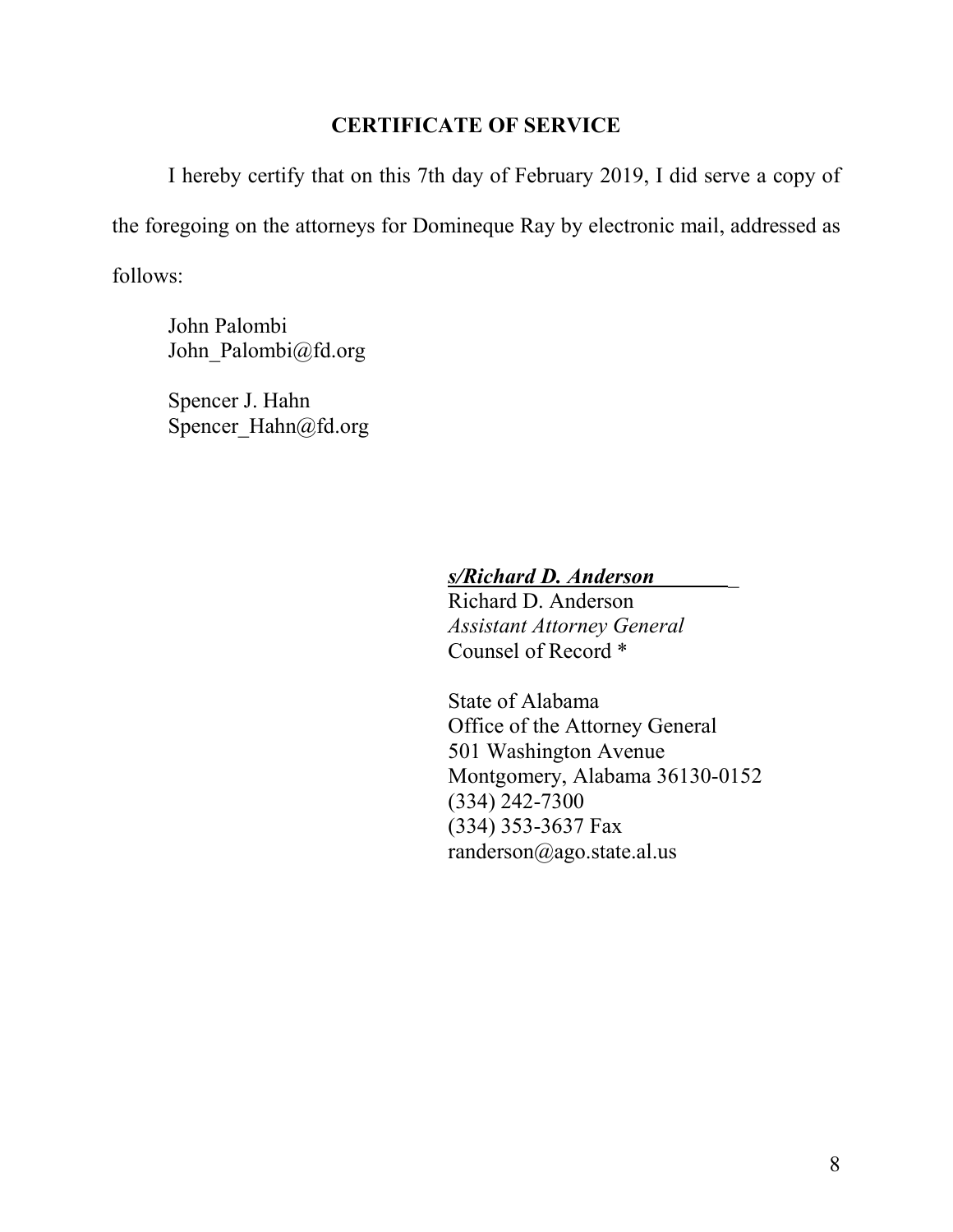## CERTIFICATE OF SERVICE

I hereby certify that on this 7th day of February 2019, I did serve a copy of the foregoing on the attorneys for Domineque Ray by electronic mail, addressed as follows:

John Palombi
John_Palombi@fd.org

Spencer J. Hahn
Spencer_Hahn@fd.org

***s/Richard D. Anderson***
Richard D. Anderson
*Assistant Attorney General*
Counsel of Record *

State of Alabama
Office of the Attorney General
501 Washington Avenue
Montgomery, Alabama 36130-0152
(334) 242-7300
(334) 353-3637 Fax
randerson@ago.state.al.us